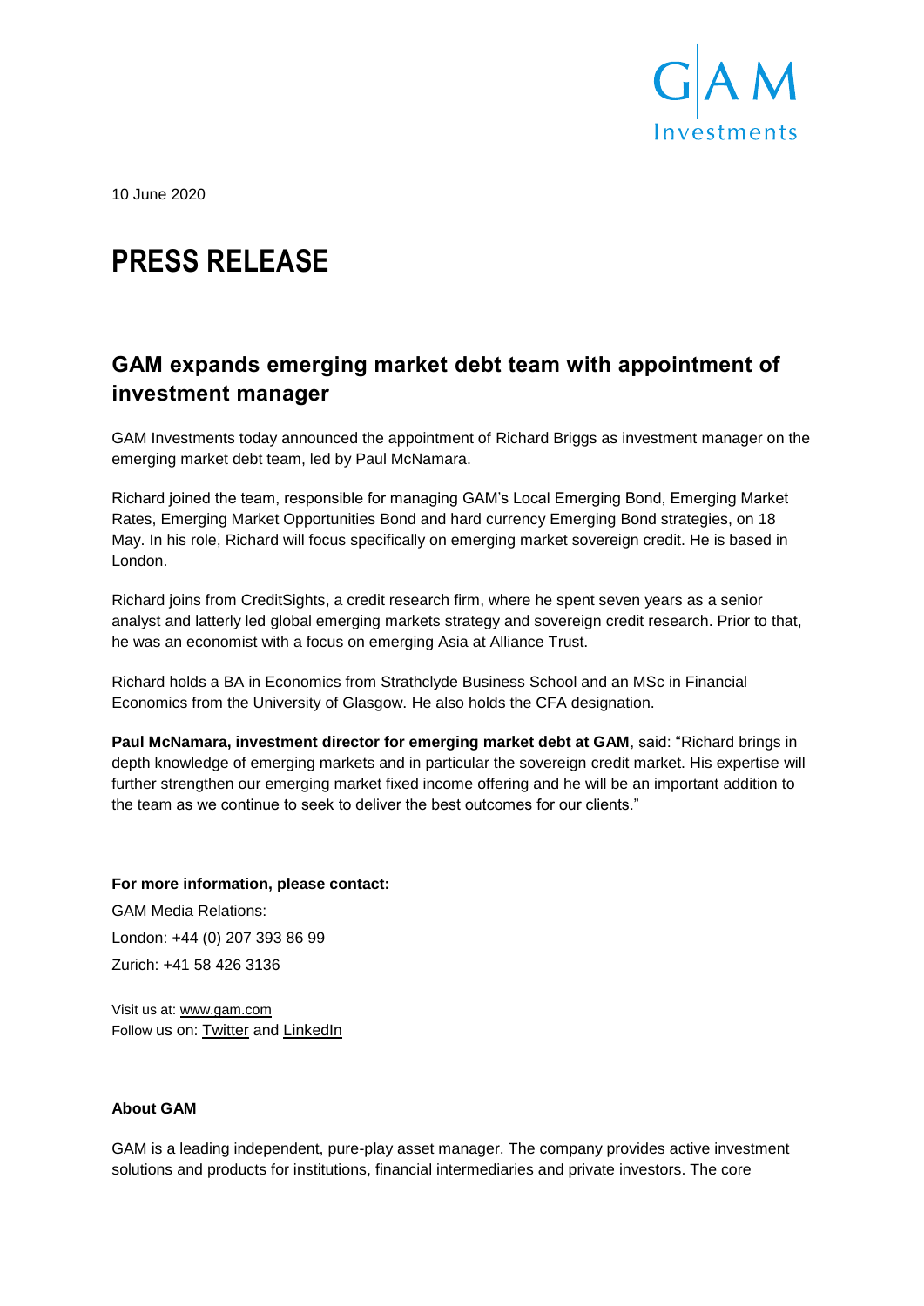10 June 2020

# PRESS RELEASE

## GAM expands emerging market debt team with appointment of investment manager

GAM Investments today announced the appointment of Richard Briggs as investment manager on the emerging market debt team, led by Paul McNamara.

Richard joined the team, responsible for managing GAM's Local Emerging Bond, Emerging Market Rates, Emerging Market Opportunities Bond and hard currency Emerging Bond strategies, on 18 May. In his role, Richard will focus specifically on emerging market sovereign credit. He is based in London.

Richard joins from CreditSights, a credit research firm, where he spent seven years as a senior analyst and latterly led global emerging markets strategy and sovereign credit research. Prior to that, he was an economist with a focus on emerging Asia at Alliance Trust.

Richard holds a BA in Economics from Strathclyde Business School and an MSc in Financial Economics from the University of Glasgow. He also holds the CFA designation.

**Paul McNamara, investment director for emerging market debt at GAM**, said: "Richard brings in depth knowledge of emerging markets and in particular the sovereign credit market. His expertise will further strengthen our emerging market fixed income offering and he will be an important addition to the team as we continue to seek to deliver the best outcomes for our clients."

**For more information, please contact:**

GAM Media Relations:

London: +44 (0) 207 393 86 99

Zurich: +41 58 426 3136

Visit us at: www.gam.com
Follow us on: Twitter and LinkedIn

**About GAM**

GAM is a leading independent, pure-play asset manager. The company provides active investment solutions and products for institutions, financial intermediaries and private investors. The core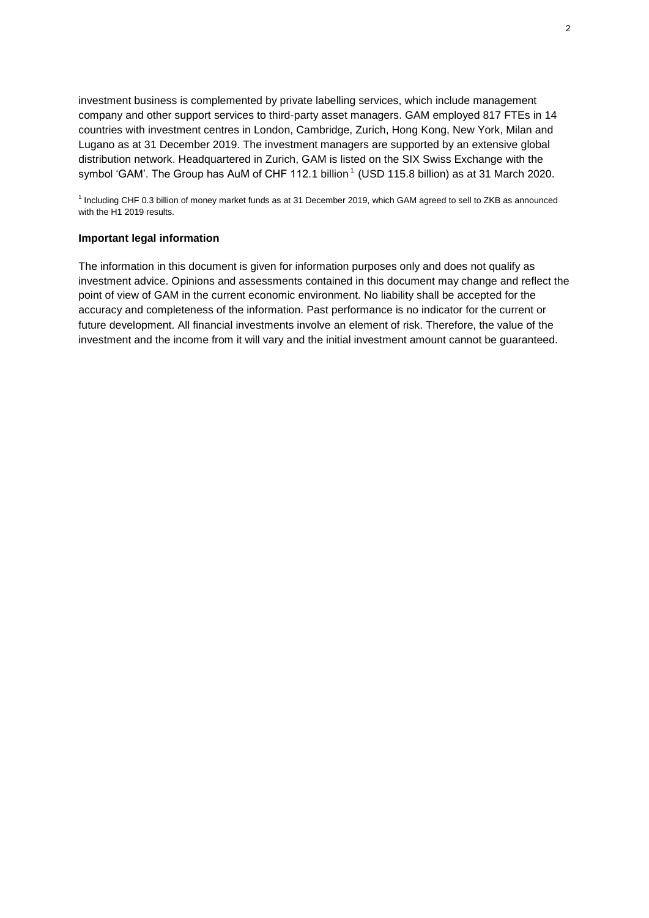investment business is complemented by private labelling services, which include management company and other support services to third-party asset managers. GAM employed 817 FTEs in 14 countries with investment centres in London, Cambridge, Zurich, Hong Kong, New York, Milan and Lugano as at 31 December 2019. The investment managers are supported by an extensive global distribution network. Headquartered in Zurich, GAM is listed on the SIX Swiss Exchange with the symbol 'GAM'. The Group has AuM of CHF 112.1 billion[1] (USD 115.8 billion) as at 31 March 2020.

[1] Including CHF 0.3 billion of money market funds as at 31 December 2019, which GAM agreed to sell to ZKB as announced with the H1 2019 results.

**Important legal information**

The information in this document is given for information purposes only and does not qualify as investment advice. Opinions and assessments contained in this document may change and reflect the point of view of GAM in the current economic environment. No liability shall be accepted for the accuracy and completeness of the information. Past performance is no indicator for the current or future development. All financial investments involve an element of risk. Therefore, the value of the investment and the income from it will vary and the initial investment amount cannot be guaranteed.